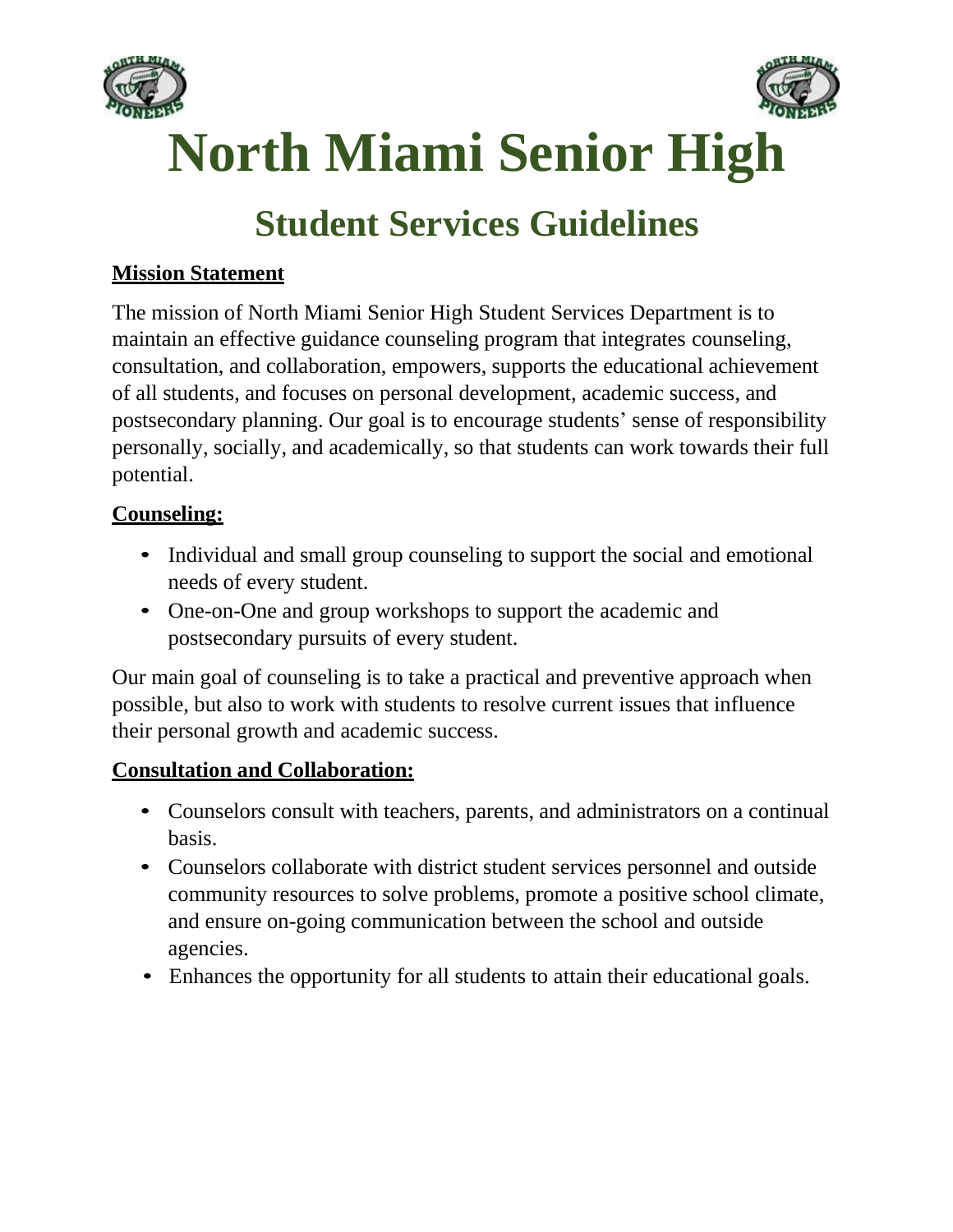# North Miami Senior High

## Student Services Guidelines

**Mission Statement**

The mission of North Miami Senior High Student Services Department is to maintain an effective guidance counseling program that integrates counseling, consultation, and collaboration, empowers, supports the educational achievement of all students, and focuses on personal development, academic success, and postsecondary planning. Our goal is to encourage students' sense of responsibility personally, socially, and academically, so that students can work towards their full potential.

**Counseling:**

- Individual and small group counseling to support the social and emotional needs of every student.
- One-on-One and group workshops to support the academic and postsecondary pursuits of every student.

Our main goal of counseling is to take a practical and preventive approach when possible, but also to work with students to resolve current issues that influence their personal growth and academic success.

**Consultation and Collaboration:**

- Counselors consult with teachers, parents, and administrators on a continual basis.
- Counselors collaborate with district student services personnel and outside community resources to solve problems, promote a positive school climate, and ensure on-going communication between the school and outside agencies.
- Enhances the opportunity for all students to attain their educational goals.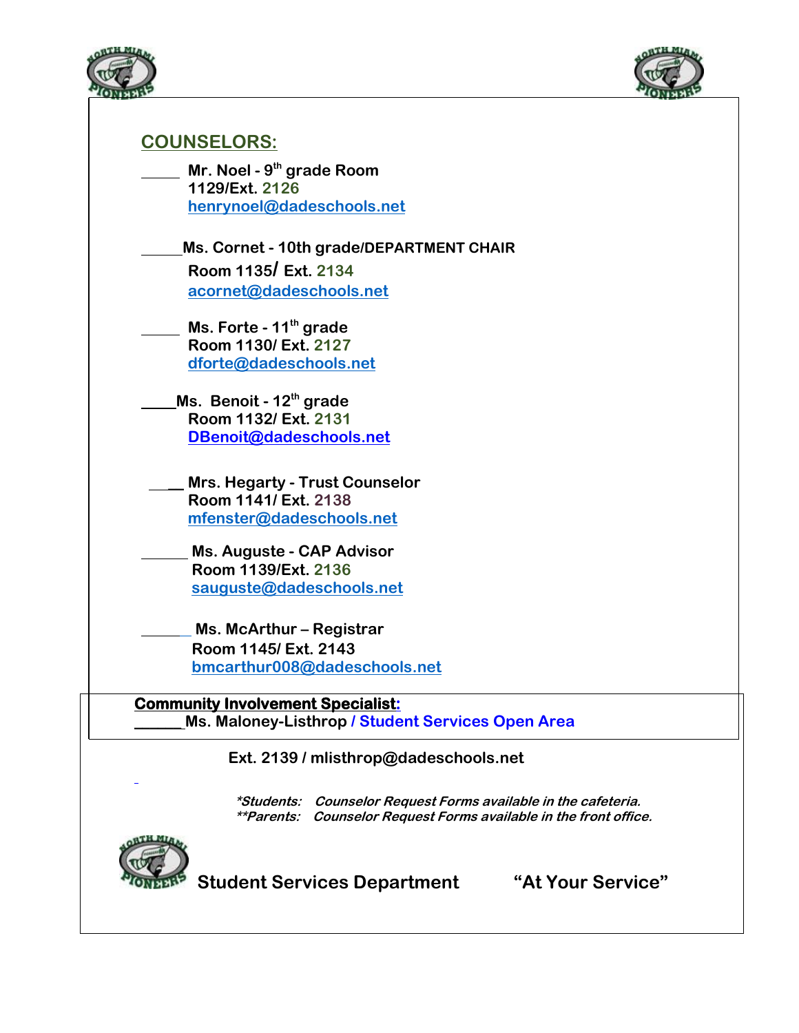## COUNSELORS:

_____ **Mr. Noel - 9th grade Room 1129/Ext. 2126**
henrynoel@dadeschools.net

_____ **Ms. Cornet - 10th grade/DEPARTMENT CHAIR**
**Room 1135/ Ext. 2134**
acornet@dadeschools.net

_____ **Ms. Forte - 11th grade**
**Room 1130/ Ext. 2127**
dforte@dadeschools.net

_____ **Ms. Benoit - 12th grade**
**Room 1132/ Ext. 2131**
DBenoit@dadeschools.net

_____ **Mrs. Hegarty - Trust Counselor**
**Room 1141/ Ext. 2138**
mfenster@dadeschools.net

_____ **Ms. Auguste - CAP Advisor**
**Room 1139/Ext. 2136**
sauguste@dadeschools.net

_____ **Ms. McArthur – Registrar**
**Room 1145/ Ext. 2143**
bmcarthur008@dadeschools.net

**Community Involvement Specialist:**

_____ **Ms. Maloney-Listhrop / Student Services Open Area**

**Ext. 2139 / mlisthrop@dadeschools.net**

***Students:** *Counselor Request Forms available in the cafeteria.*
****Parents:** *Counselor Request Forms available in the front office.*

**Student Services Department** **"At Your Service"**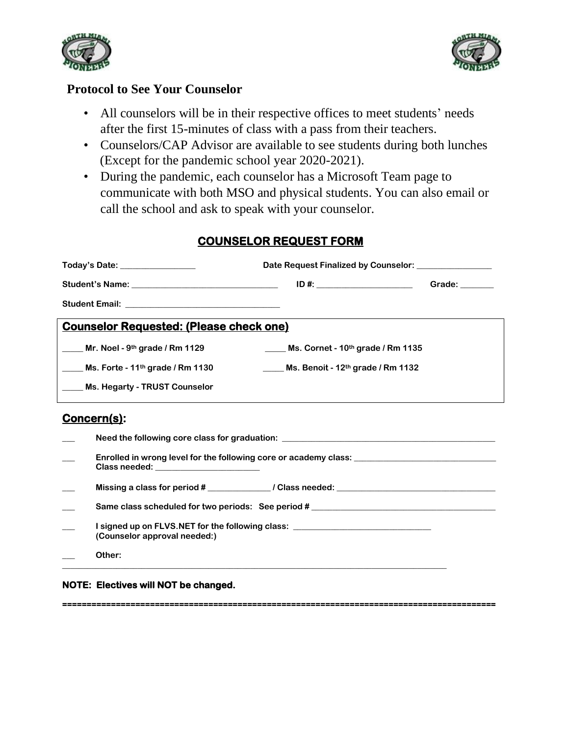## Protocol to See Your Counselor

- All counselors will be in their respective offices to meet students' needs after the first 15-minutes of class with a pass from their teachers.
- Counselors/CAP Advisor are available to see students during both lunches (Except for the pandemic school year 2020-2021).
- During the pandemic, each counselor has a Microsoft Team page to communicate with both MSO and physical students. You can also email or call the school and ask to speak with your counselor.

## COUNSELOR REQUEST FORM

**Today's Date:** _________________ **Date Request Finalized by Counselor:** _________________

**Student's Name:** _________________________________ **ID #:** ______________________ **Grade:** ________

**Student Email:** ___________________________________

### Counselor Requested: (Please check one)

_____ **Mr. Noel - 9th grade / Rm 1129** _____ **Ms. Cornet - 10th grade / Rm 1135**

_____ **Ms. Forte - 11th grade / Rm 1130** _____ **Ms. Benoit - 12th grade / Rm 1132**

_____ **Ms. Hegarty - TRUST Counselor**

### Concern(s):

___ **Need the following core class for graduation:** ______________________________________________

___ **Enrolled in wrong level for the following core or academy class:** ______________________________
**Class needed:** ________________________

___ **Missing a class for period #** ______________ **/ Class needed:** ___________________________________

___ **Same class scheduled for two periods: See period #** ___________________________________________

___ **I signed up on FLVS.NET for the following class:** ________________________________
**(Counselor approval needed:)**

___ **Other:**
_____________________________________________________________________________________________

**NOTE: Electives will NOT be changed.**

==========================================================================================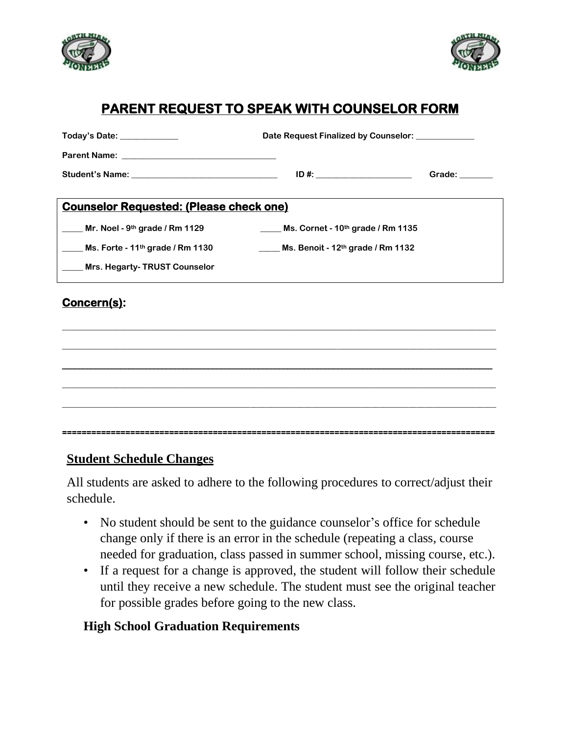# PARENT REQUEST TO SPEAK WITH COUNSELOR FORM

**Today's Date:** _____________ **Date Request Finalized by Counselor:** _____________

**Parent Name:** ___________________________________

**Student's Name:** _________________________________ **ID #:** ______________________ **Grade:** ________

**Counselor Requested: (Please check one)**

_____ **Mr. Noel - 9th grade / Rm 1129** _____ **Ms. Cornet - 10th grade / Rm 1135**

_____ **Ms. Forte - 11th grade / Rm 1130** _____ **Ms. Benoit - 12th grade / Rm 1132**

_____ **Mrs. Hegarty- TRUST Counselor**

**Concern(s):**

________________________________________________________________________________

________________________________________________________________________________

________________________________________________________________________________

________________________________________________________________________________

________________________________________________________________________________

==========================================================================================

**Student Schedule Changes**

All students are asked to adhere to the following procedures to correct/adjust their schedule.

- No student should be sent to the guidance counselor's office for schedule change only if there is an error in the schedule (repeating a class, course needed for graduation, class passed in summer school, missing course, etc.).
- If a request for a change is approved, the student will follow their schedule until they receive a new schedule. The student must see the original teacher for possible grades before going to the new class.

**High School Graduation Requirements**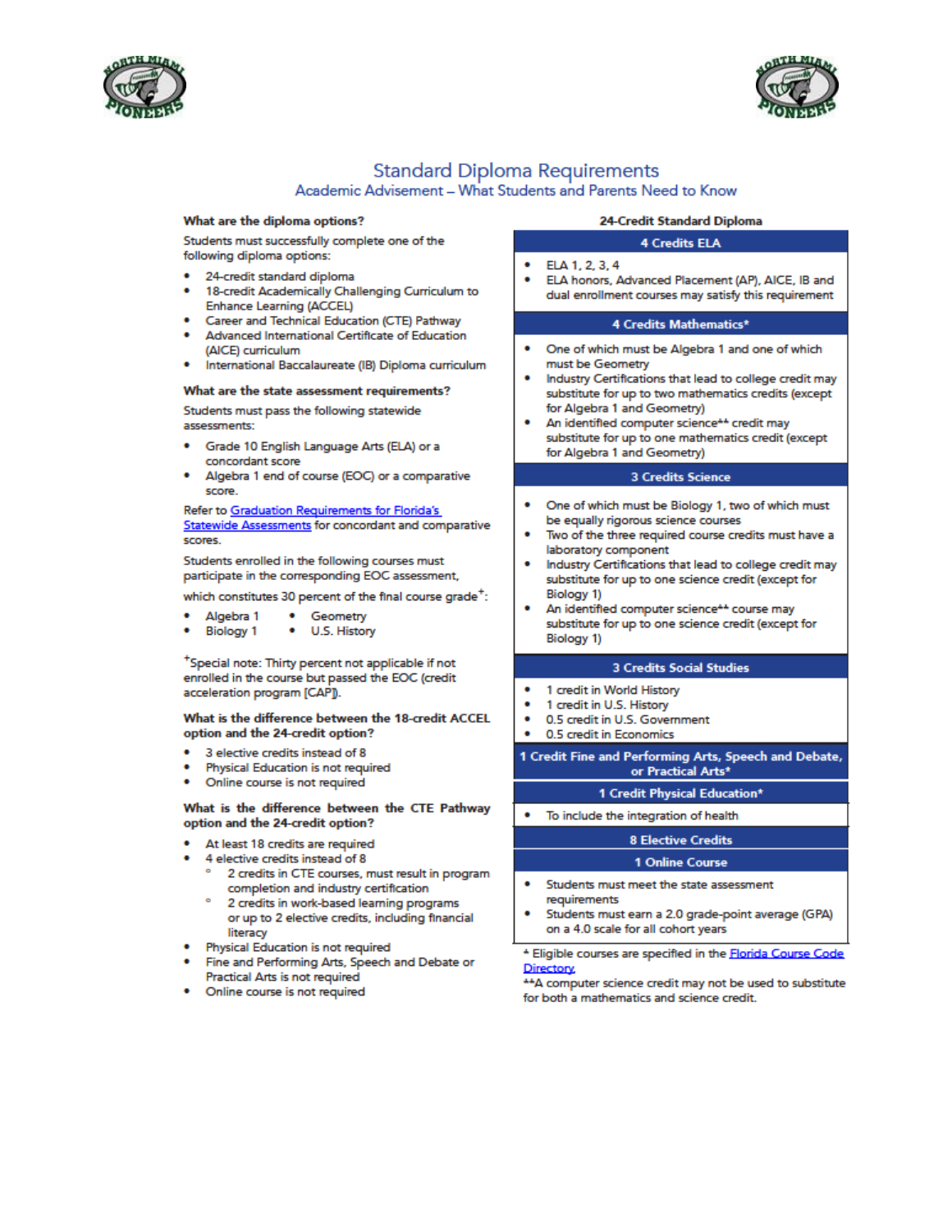# Standard Diploma Requirements

## Academic Advisement – What Students and Parents Need to Know

**What are the diploma options?**

Students must successfully complete one of the following diploma options:

- 24-credit standard diploma
- 18-credit Academically Challenging Curriculum to Enhance Learning (ACCEL)
- Career and Technical Education (CTE) Pathway
- Advanced International Certificate of Education (AICE) curriculum
- International Baccalaureate (IB) Diploma curriculum

**What are the state assessment requirements?**

Students must pass the following statewide assessments:

- Grade 10 English Language Arts (ELA) or a concordant score
- Algebra 1 end of course (EOC) or a comparative score.

Refer to [Graduation Requirements for Florida's Statewide Assessments]() for concordant and comparative scores.

Students enrolled in the following courses must participate in the corresponding EOC assessment, which constitutes 30 percent of the final course grade+:

- Algebra 1
- Biology 1
- Geometry
- U.S. History

+Special note: Thirty percent not applicable if not enrolled in the course but passed the EOC (credit acceleration program [CAP]).

**What is the difference between the 18-credit ACCEL option and the 24-credit option?**

- 3 elective credits instead of 8
- Physical Education is not required
- Online course is not required

**What is the difference between the CTE Pathway option and the 24-credit option?**

- At least 18 credits are required
- 4 elective credits instead of 8
  - 2 credits in CTE courses, must result in program completion and industry certification
  - 2 credits in work-based learning programs or up to 2 elective credits, including financial literacy
- Physical Education is not required
- Fine and Performing Arts, Speech and Debate or Practical Arts is not required
- Online course is not required

**24-Credit Standard Diploma**

**4 Credits ELA**

- ELA 1, 2, 3, 4
- ELA honors, Advanced Placement (AP), AICE, IB and dual enrollment courses may satisfy this requirement

**4 Credits Mathematics***

- One of which must be Algebra 1 and one of which must be Geometry
- Industry Certifications that lead to college credit may substitute for up to two mathematics credits (except for Algebra 1 and Geometry)
- An identified computer science** credit may substitute for up to one mathematics credit (except for Algebra 1 and Geometry)

**3 Credits Science**

- One of which must be Biology 1, two of which must be equally rigorous science courses
- Two of the three required course credits must have a laboratory component
- Industry Certifications that lead to college credit may substitute for up to one science credit (except for Biology 1)
- An identified computer science** course may substitute for up to one science credit (except for Biology 1)

**3 Credits Social Studies**

- 1 credit in World History
- 1 credit in U.S. History
- 0.5 credit in U.S. Government
- 0.5 credit in Economics

**1 Credit Fine and Performing Arts, Speech and Debate, or Practical Arts***

**1 Credit Physical Education***

- To include the integration of health

**8 Elective Credits**

**1 Online Course**

- Students must meet the state assessment requirements
- Students must earn a 2.0 grade-point average (GPA) on a 4.0 scale for all cohort years

* Eligible courses are specified in the [Florida Course Code Directory]().

**A computer science credit may not be used to substitute for both a mathematics and science credit.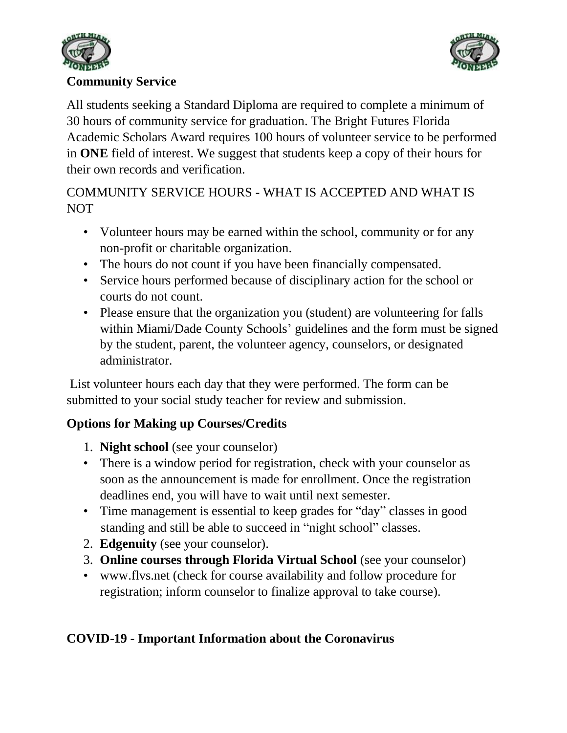**Community Service**

All students seeking a Standard Diploma are required to complete a minimum of 30 hours of community service for graduation. The Bright Futures Florida Academic Scholars Award requires 100 hours of volunteer service to be performed in **ONE** field of interest. We suggest that students keep a copy of their hours for their own records and verification.

COMMUNITY SERVICE HOURS - WHAT IS ACCEPTED AND WHAT IS NOT

- Volunteer hours may be earned within the school, community or for any non-profit or charitable organization.
- The hours do not count if you have been financially compensated.
- Service hours performed because of disciplinary action for the school or courts do not count.
- Please ensure that the organization you (student) are volunteering for falls within Miami/Dade County Schools' guidelines and the form must be signed by the student, parent, the volunteer agency, counselors, or designated administrator.

List volunteer hours each day that they were performed. The form can be submitted to your social study teacher for review and submission.

**Options for Making up Courses/Credits**

1. **Night school** (see your counselor)

- There is a window period for registration, check with your counselor as soon as the announcement is made for enrollment. Once the registration deadlines end, you will have to wait until next semester.
- Time management is essential to keep grades for "day" classes in good standing and still be able to succeed in "night school" classes.

2. **Edgenuity** (see your counselor).
3. **Online courses through Florida Virtual School** (see your counselor)

- www.flvs.net (check for course availability and follow procedure for registration; inform counselor to finalize approval to take course).

**COVID-19 - Important Information about the Coronavirus**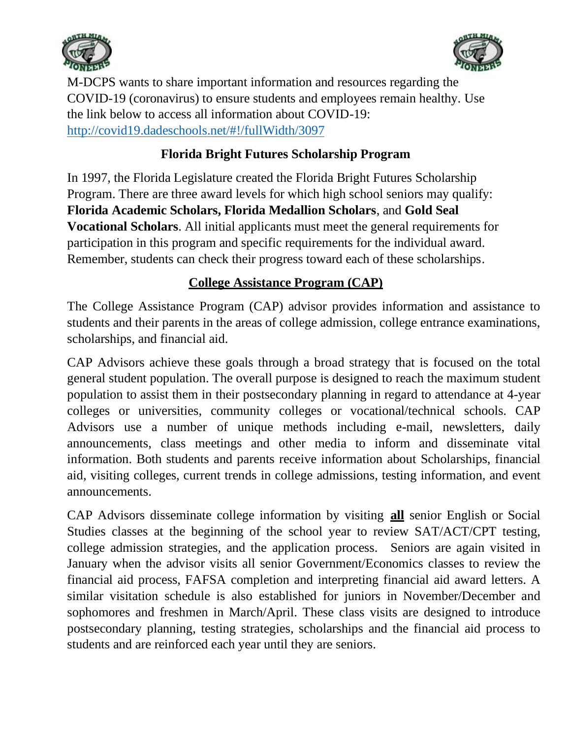M-DCPS wants to share important information and resources regarding the COVID-19 (coronavirus) to ensure students and employees remain healthy. Use the link below to access all information about COVID-19: [http://covid19.dadeschools.net/#!/fullWidth/3097](http://covid19.dadeschools.net/#!/fullWidth/3097)

## Florida Bright Futures Scholarship Program

In 1997, the Florida Legislature created the Florida Bright Futures Scholarship Program. There are three award levels for which high school seniors may qualify: **Florida Academic Scholars, Florida Medallion Scholars**, and **Gold Seal Vocational Scholars**. All initial applicants must meet the general requirements for participation in this program and specific requirements for the individual award. Remember, students can check their progress toward each of these scholarships.

## College Assistance Program (CAP)

The College Assistance Program (CAP) advisor provides information and assistance to students and their parents in the areas of college admission, college entrance examinations, scholarships, and financial aid.

CAP Advisors achieve these goals through a broad strategy that is focused on the total general student population. The overall purpose is designed to reach the maximum student population to assist them in their postsecondary planning in regard to attendance at 4-year colleges or universities, community colleges or vocational/technical schools. CAP Advisors use a number of unique methods including e-mail, newsletters, daily announcements, class meetings and other media to inform and disseminate vital information. Both students and parents receive information about Scholarships, financial aid, visiting colleges, current trends in college admissions, testing information, and event announcements.

CAP Advisors disseminate college information by visiting **all** senior English or Social Studies classes at the beginning of the school year to review SAT/ACT/CPT testing, college admission strategies, and the application process. Seniors are again visited in January when the advisor visits all senior Government/Economics classes to review the financial aid process, FAFSA completion and interpreting financial aid award letters. A similar visitation schedule is also established for juniors in November/December and sophomores and freshmen in March/April. These class visits are designed to introduce postsecondary planning, testing strategies, scholarships and the financial aid process to students and are reinforced each year until they are seniors.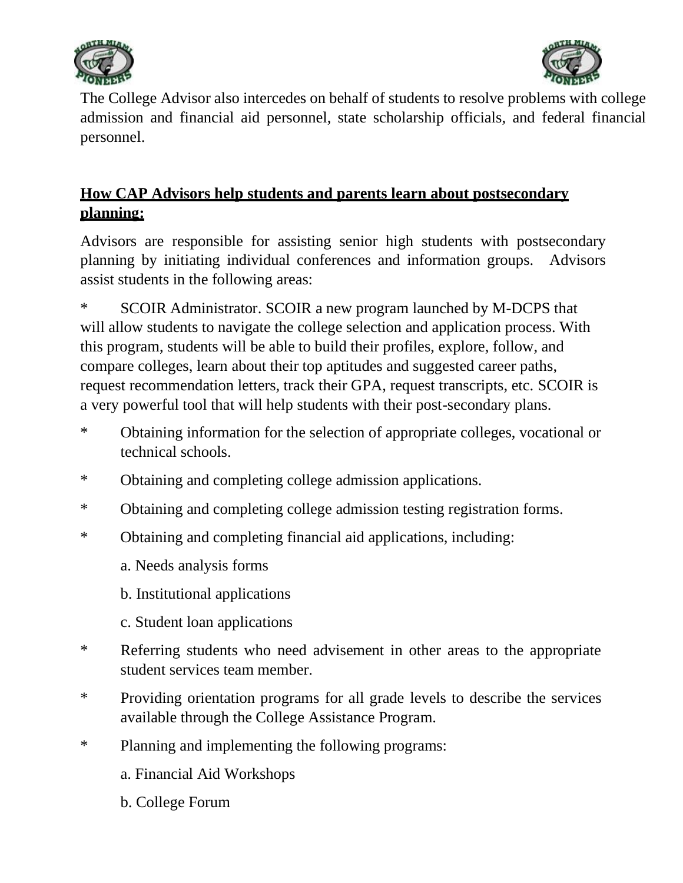The College Advisor also intercedes on behalf of students to resolve problems with college admission and financial aid personnel, state scholarship officials, and federal financial personnel.

**How CAP Advisors help students and parents learn about postsecondary planning:**

Advisors are responsible for assisting senior high students with postsecondary planning by initiating individual conferences and information groups. Advisors assist students in the following areas:

* SCOIR Administrator. SCOIR a new program launched by M-DCPS that will allow students to navigate the college selection and application process. With this program, students will be able to build their profiles, explore, follow, and compare colleges, learn about their top aptitudes and suggested career paths, request recommendation letters, track their GPA, request transcripts, etc. SCOIR is a very powerful tool that will help students with their post-secondary plans.
* Obtaining information for the selection of appropriate colleges, vocational or technical schools.
* Obtaining and completing college admission applications.
* Obtaining and completing college admission testing registration forms.
* Obtaining and completing financial aid applications, including:
  a. Needs analysis forms
  b. Institutional applications
  c. Student loan applications
* Referring students who need advisement in other areas to the appropriate student services team member.
* Providing orientation programs for all grade levels to describe the services available through the College Assistance Program.
* Planning and implementing the following programs:
  a. Financial Aid Workshops
  b. College Forum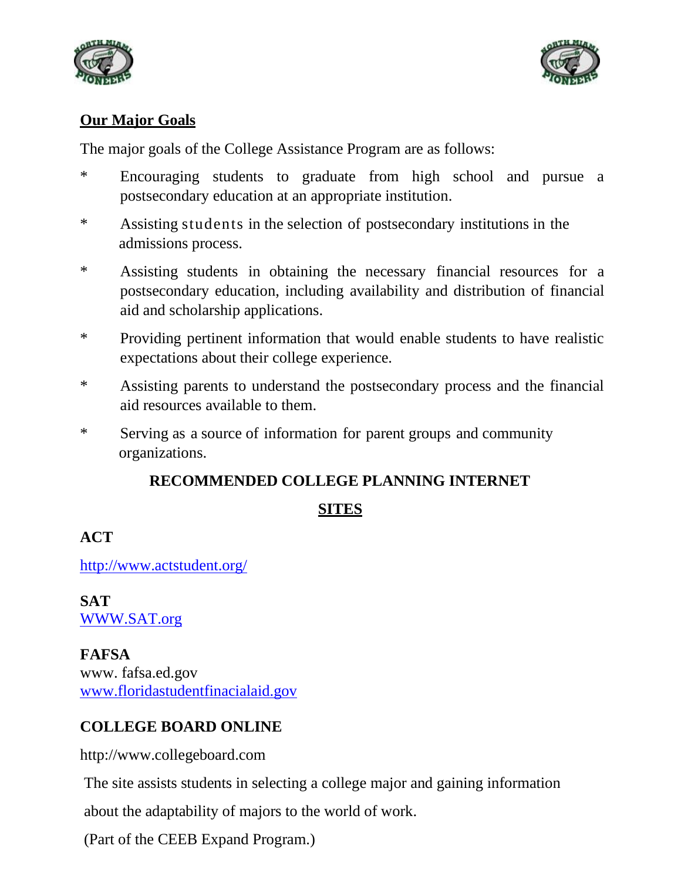## Our Major Goals

The major goals of the College Assistance Program are as follows:

* Encouraging students to graduate from high school and pursue a postsecondary education at an appropriate institution.
* Assisting students in the selection of postsecondary institutions in the admissions process.
* Assisting students in obtaining the necessary financial resources for a postsecondary education, including availability and distribution of financial aid and scholarship applications.
* Providing pertinent information that would enable students to have realistic expectations about their college experience.
* Assisting parents to understand the postsecondary process and the financial aid resources available to them.
* Serving as a source of information for parent groups and community organizations.

## RECOMMENDED COLLEGE PLANNING INTERNET SITES

### ACT

http://www.actstudent.org/

### SAT

WWW.SAT.org

### FAFSA

www. fafsa.ed.gov
www.floridastudentfinacialaid.gov

### COLLEGE BOARD ONLINE

http://www.collegeboard.com

The site assists students in selecting a college major and gaining information about the adaptability of majors to the world of work.

(Part of the CEEB Expand Program.)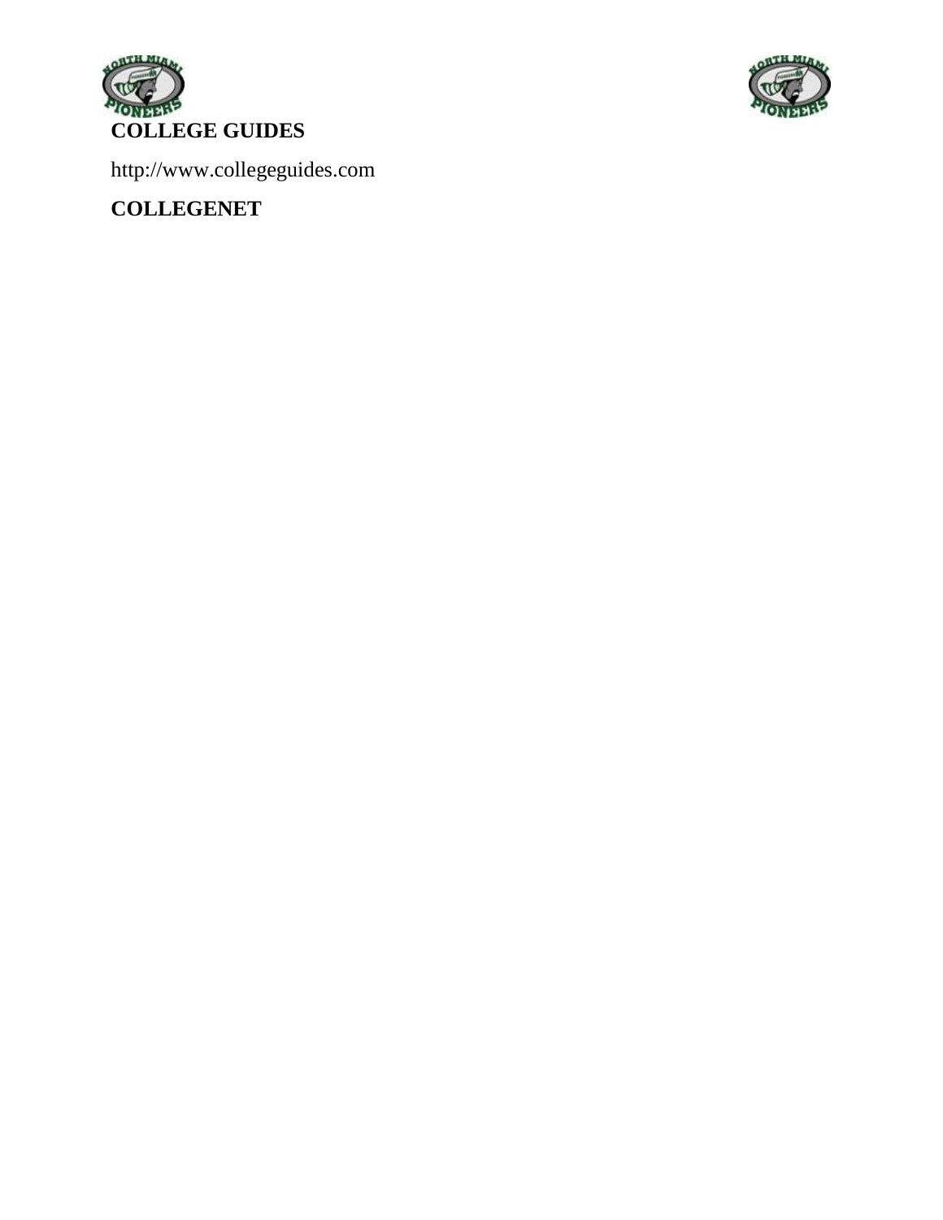**COLLEGE GUIDES**

http://www.collegeguides.com

**COLLEGENET**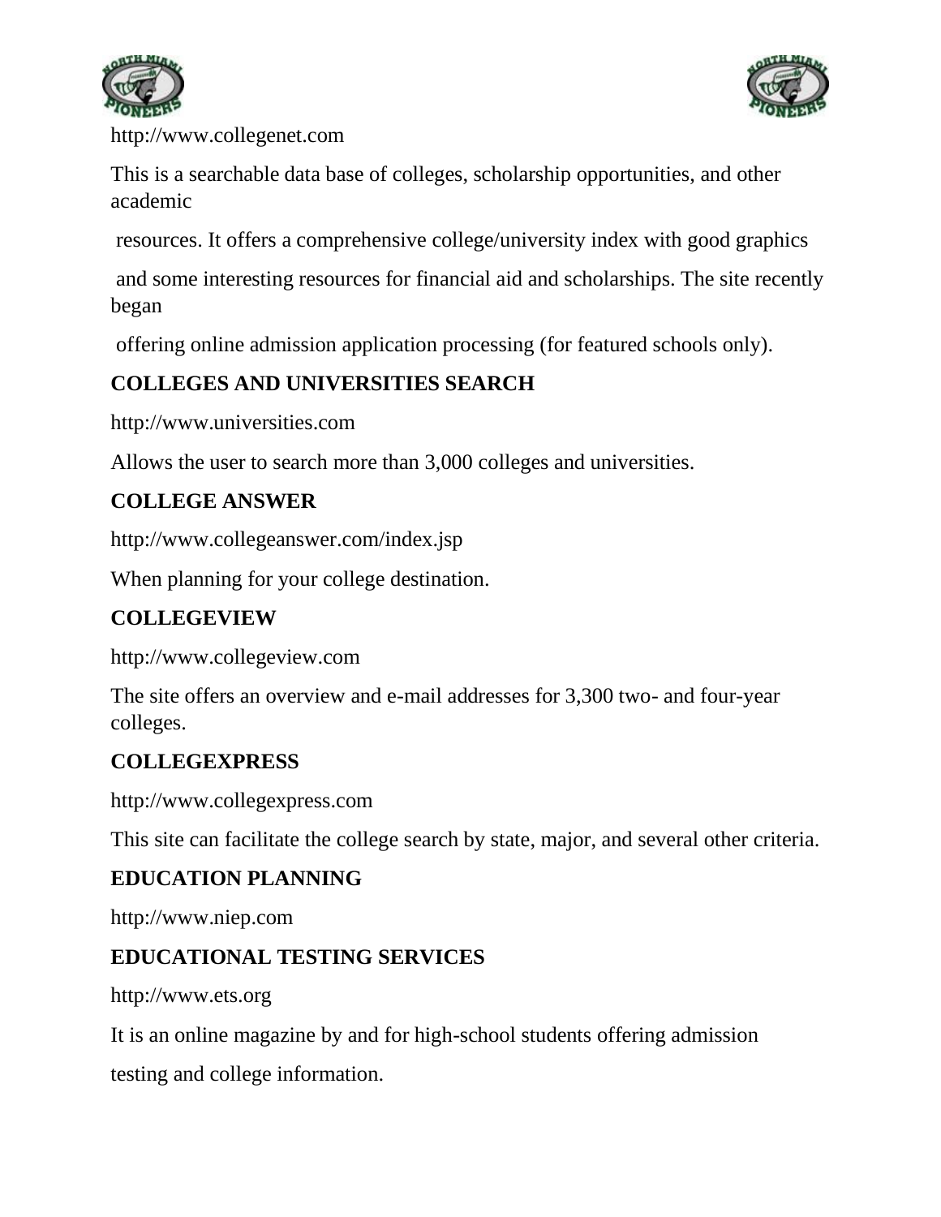http://www.collegenet.com

This is a searchable data base of colleges, scholarship opportunities, and other academic resources. It offers a comprehensive college/university index with good graphics and some interesting resources for financial aid and scholarships. The site recently began offering online admission application processing (for featured schools only).

**COLLEGES AND UNIVERSITIES SEARCH**

http://www.universities.com

Allows the user to search more than 3,000 colleges and universities.

**COLLEGE ANSWER**

http://www.collegeanswer.com/index.jsp

When planning for your college destination.

**COLLEGEVIEW**

http://www.collegeview.com

The site offers an overview and e-mail addresses for 3,300 two- and four-year colleges.

**COLLEGEXPRESS**

http://www.collegexpress.com

This site can facilitate the college search by state, major, and several other criteria.

**EDUCATION PLANNING**

http://www.niep.com

**EDUCATIONAL TESTING SERVICES**

http://www.ets.org

It is an online magazine by and for high-school students offering admission testing and college information.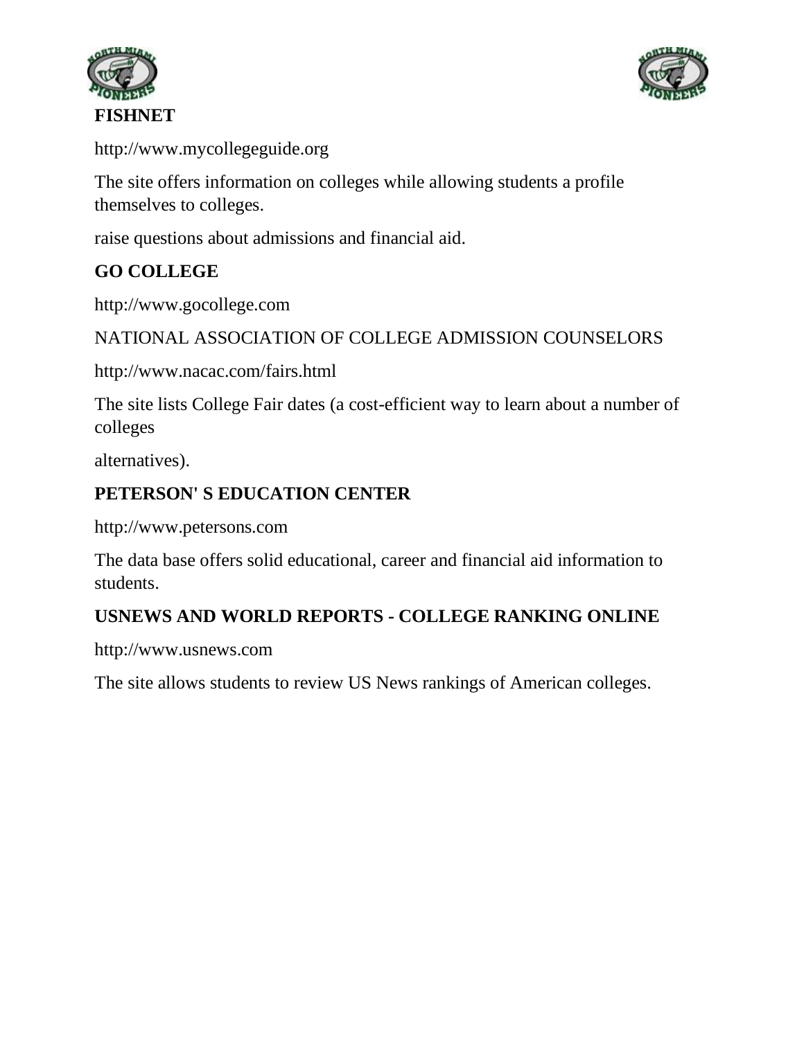**FISHNET**

http://www.mycollegeguide.org

The site offers information on colleges while allowing students a profile themselves to colleges.

raise questions about admissions and financial aid.

**GO COLLEGE**

http://www.gocollege.com

NATIONAL ASSOCIATION OF COLLEGE ADMISSION COUNSELORS

http://www.nacac.com/fairs.html

The site lists College Fair dates (a cost-efficient way to learn about a number of colleges

alternatives).

**PETERSON' S EDUCATION CENTER**

http://www.petersons.com

The data base offers solid educational, career and financial aid information to students.

**USNEWS AND WORLD REPORTS - COLLEGE RANKING ONLINE**

http://www.usnews.com

The site allows students to review US News rankings of American colleges.